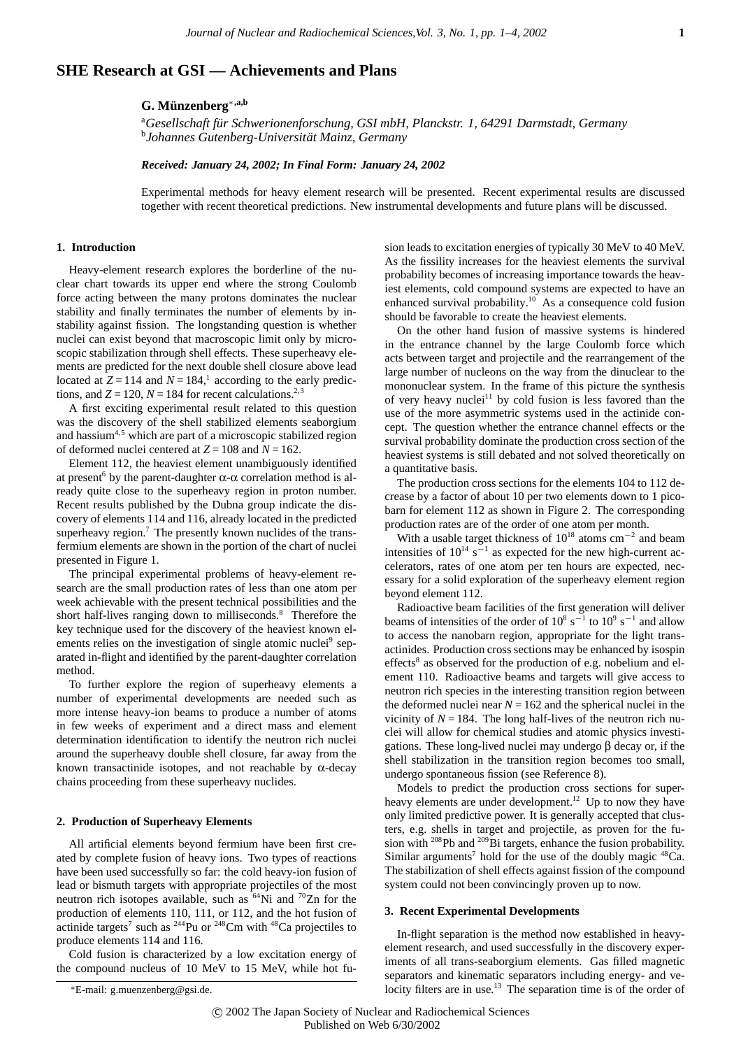# SHE Research at GSI — Achievements and Plans

**G. Münzenberg**[*,a,b]

[a]*Gesellschaft für Schwerionenforschung, GSI mbH, Planckstr. 1, 64291 Darmstadt, Germany*
[b]*Johannes Gutenberg-Universität Mainz, Germany*

***Received: January 24, 2002; In Final Form: January 24, 2002***

Experimental methods for heavy element research will be presented. Recent experimental results are discussed together with recent theoretical predictions. New instrumental developments and future plans will be discussed.

## 1. Introduction

Heavy-element research explores the borderline of the nuclear chart towards its upper end where the strong Coulomb force acting between the many protons dominates the nuclear stability and finally terminates the number of elements by instability against fission. The longstanding question is whether nuclei can exist beyond that macroscopic limit only by microscopic stabilization through shell effects. These superheavy elements are predicted for the next double shell closure above lead located at $Z = 114$ and $N = 184$,[1] according to the early predictions, and $Z = 120$, $N = 184$ for recent calculations.[2,3]

A first exciting experimental result related to this question was the discovery of the shell stabilized elements seaborgium and hassium[4,5] which are part of a microscopic stabilized region of deformed nuclei centered at $Z = 108$ and $N = 162$.

Element 112, the heaviest element unambiguously identified at present[6] by the parent-daughter $\alpha$-$\alpha$ correlation method is already quite close to the superheavy region in proton number. Recent results published by the Dubna group indicate the discovery of elements 114 and 116, already located in the predicted superheavy region.[7] The presently known nuclides of the transfermium elements are shown in the portion of the chart of nuclei presented in Figure 1.

The principal experimental problems of heavy-element research are the small production rates of less than one atom per week achievable with the present technical possibilities and the short half-lives ranging down to milliseconds.[8] Therefore the key technique used for the discovery of the heaviest known elements relies on the investigation of single atomic nuclei[9] separated in-flight and identified by the parent-daughter correlation method.

To further explore the region of superheavy elements a number of experimental developments are needed such as more intense heavy-ion beams to produce a number of atoms in few weeks of experiment and a direct mass and element determination identification to identify the neutron rich nuclei around the superheavy double shell closure, far away from the known transactinide isotopes, and not reachable by $\alpha$-decay chains proceeding from these superheavy nuclides.

## 2. Production of Superheavy Elements

All artificial elements beyond fermium have been first created by complete fusion of heavy ions. Two types of reactions have been used successfully so far: the cold heavy-ion fusion of lead or bismuth targets with appropriate projectiles of the most neutron rich isotopes available, such as $^{64}$Ni and $^{70}$Zn for the production of elements 110, 111, or 112, and the hot fusion of actinide targets[7] such as $^{244}$Pu or $^{248}$Cm with $^{48}$Ca projectiles to produce elements 114 and 116.

Cold fusion is characterized by a low excitation energy of the compound nucleus of 10 MeV to 15 MeV, while hot fusion leads to excitation energies of typically 30 MeV to 40 MeV. As the fissility increases for the heaviest elements the survival probability becomes of increasing importance towards the heaviest elements, cold compound systems are expected to have an enhanced survival probability.[10] As a consequence cold fusion should be favorable to create the heaviest elements.

On the other hand fusion of massive systems is hindered in the entrance channel by the large Coulomb force which acts between target and projectile and the rearrangement of the large number of nucleons on the way from the dinuclear to the mononuclear system. In the frame of this picture the synthesis of very heavy nuclei[11] by cold fusion is less favored than the use of the more asymmetric systems used in the actinide concept. The question whether the entrance channel effects or the survival probability dominate the production cross section of the heaviest systems is still debated and not solved theoretically on a quantitative basis.

The production cross sections for the elements 104 to 112 decrease by a factor of about 10 per two elements down to 1 picobarn for element 112 as shown in Figure 2. The corresponding production rates are of the order of one atom per month.

With a usable target thickness of $10^{18}$ atoms cm$^{-2}$ and beam intensities of $10^{14}$ s$^{-1}$ as expected for the new high-current accelerators, rates of one atom per ten hours are expected, necessary for a solid exploration of the superheavy element region beyond element 112.

Radioactive beam facilities of the first generation will deliver beams of intensities of the order of $10^8$ s$^{-1}$ to $10^9$ s$^{-1}$ and allow to access the nanobarn region, appropriate for the light transactinides. Production cross sections may be enhanced by isospin effects[8] as observed for the production of e.g. nobelium and element 110. Radioactive beams and targets will give access to neutron rich species in the interesting transition region between the deformed nuclei near $N = 162$ and the spherical nuclei in the vicinity of $N = 184$. The long half-lives of the neutron rich nuclei will allow for chemical studies and atomic physics investigations. These long-lived nuclei may undergo $\beta$ decay or, if the shell stabilization in the transition region becomes too small, undergo spontaneous fission (see Reference 8).

Models to predict the production cross sections for superheavy elements are under development.[12] Up to now they have only limited predictive power. It is generally accepted that clusters, e.g. shells in target and projectile, as proven for the fusion with $^{208}$Pb and $^{209}$Bi targets, enhance the fusion probability. Similar arguments[7] hold for the use of the doubly magic $^{48}$Ca. The stabilization of shell effects against fission of the compound system could not been convincingly proven up to now.

## 3. Recent Experimental Developments

In-flight separation is the method now established in heavy-element research, and used successfully in the discovery experiments of all trans-seaborgium elements. Gas filled magnetic separators and kinematic separators including energy- and velocity filters are in use.[13] The separation time is of the order of

[*]E-mail: g.muenzenberg@gsi.de.

© 2002 The Japan Society of Nuclear and Radiochemical Sciences
Published on Web 6/30/2002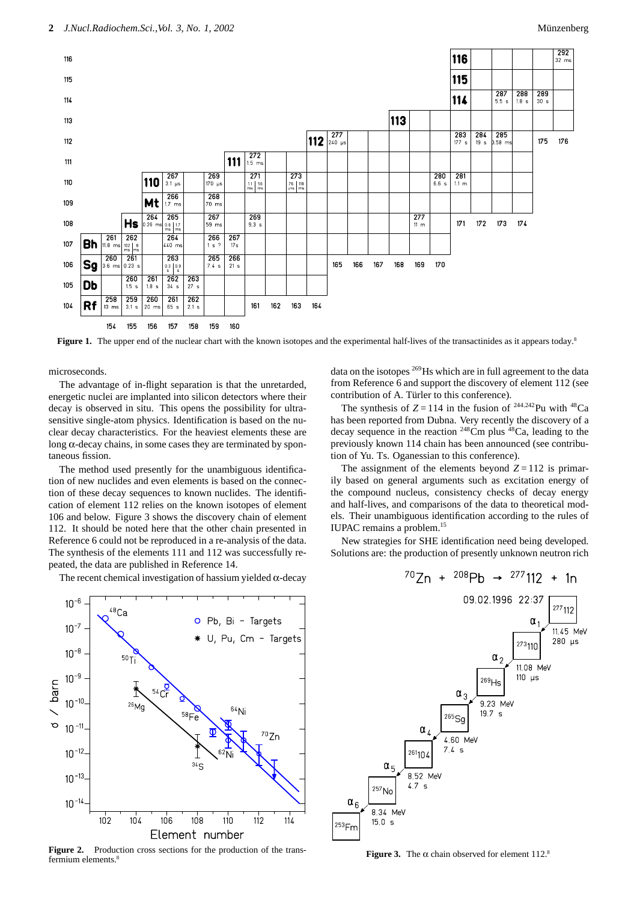Figure 1. The upper end of the nuclear chart with the known isotopes and the experimental half-lives of the transactinides as it appears today.[8]

microseconds.

The advantage of in-flight separation is that the unretarded, energetic nuclei are implanted into silicon detectors where their decay is observed in situ. This opens the possibility for ultra-sensitive single-atom physics. Identification is based on the nuclear decay characteristics. For the heaviest elements these are long α-decay chains, in some cases they are terminated by spontaneous fission.

The method used presently for the unambiguous identification of new nuclides and even elements is based on the connection of these decay sequences to known nuclides. The identification of element 112 relies on the known isotopes of element 106 and below. Figure 3 shows the discovery chain of element 112. It should be noted here that the other chain presented in Reference 6 could not be reproduced in a re-analysis of the data. The synthesis of the elements 111 and 112 was successfully repeated, the data are published in Reference 14.

The recent chemical investigation of hassium yielded α-decay data on the isotopes $^{269}$Hs which are in full agreement to the data from Reference 6 and support the discovery of element 112 (see contribution of A. Türler to this conference).

The synthesis of $Z = 114$ in the fusion of $^{244,242}$Pu with $^{48}$Ca has been reported from Dubna. Very recently the discovery of a decay sequence in the reaction $^{248}$Cm plus $^{48}$Ca, leading to the previously known 114 chain has been announced (see contribution of Yu. Ts. Oganessian to this conference).

The assignment of the elements beyond $Z = 112$ is primarily based on general arguments such as excitation energy of the compound nucleus, consistency checks of decay energy and half-lives, and comparisons of the data to theoretical models. Their unambiguous identification according to the rules of IUPAC remains a problem.[15]

New strategies for SHE identification need being developed. Solutions are: the production of presently unknown neutron rich

Figure 2. Production cross sections for the production of the transfermium elements.[8]

Figure 3. The α chain observed for element 112.[8]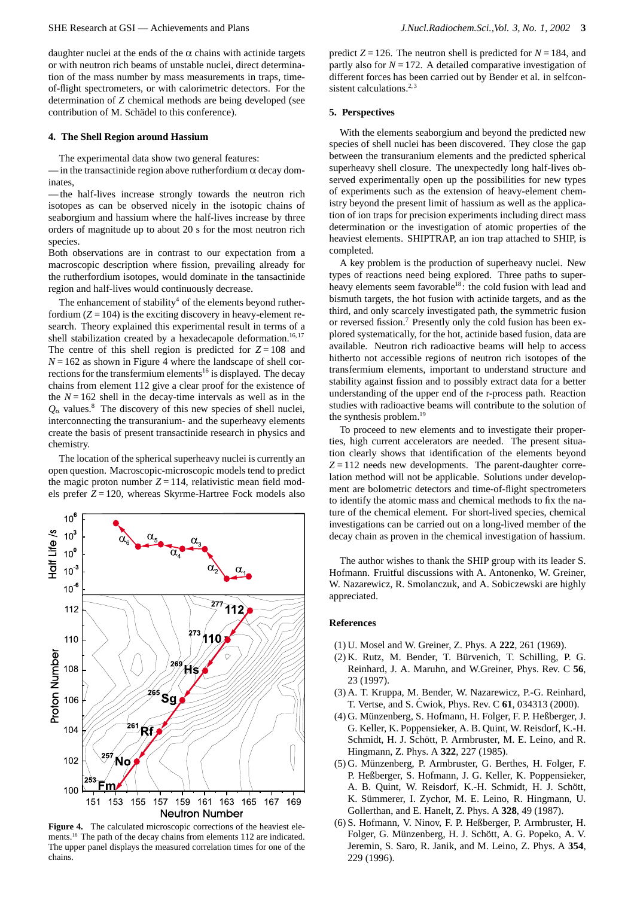daughter nuclei at the ends of the α chains with actinide targets or with neutron rich beams of unstable nuclei, direct determination of the mass number by mass measurements in traps, time-of-flight spectrometers, or with calorimetric detectors. For the determination of $Z$ chemical methods are being developed (see contribution of M. Schädel to this conference).

## 4. The Shell Region around Hassium

The experimental data show two general features:

— in the transactinide region above rutherfordium α decay dominates,

— the half-lives increase strongly towards the neutron rich isotopes as can be observed nicely in the isotopic chains of seaborgium and hassium where the half-lives increase by three orders of magnitude up to about 20 s for the most neutron rich species.

Both observations are in contrast to our expectation from a macroscopic description where fission, prevailing already for the rutherfordium isotopes, would dominate in the tansactinide region and half-lives would continuously decrease.

The enhancement of stability[4] of the elements beyond rutherfordium ($Z = 104$) is the exciting discovery in heavy-element research. Theory explained this experimental result in terms of a shell stabilization created by a hexadecapole deformation.[16,17] The centre of this shell region is predicted for $Z = 108$ and $N = 162$ as shown in Figure 4 where the landscape of shell corrections for the transfermium elements[16] is displayed. The decay chains from element 112 give a clear proof for the existence of the $N = 162$ shell in the decay-time intervals as well as in the $Q_\alpha$ values.[8] The discovery of this new species of shell nuclei, interconnecting the transuranium- and the superheavy elements create the basis of present transactinide research in physics and chemistry.

The location of the spherical superheavy nuclei is currently an open question. Macroscopic-microscopic models tend to predict the magic proton number $Z = 114$, relativistic mean field models prefer $Z = 120$, whereas Skyrme-Hartree Fock models also predict $Z = 126$. The neutron shell is predicted for $N = 184$, and partly also for $N = 172$. A detailed comparative investigation of different forces has been carried out by Bender et al. in selfconsistent calculations.[2,3]

**Figure 4.** The calculated microscopic corrections of the heaviest elements.[16] The path of the decay chains from elements 112 are indicated. The upper panel displays the measured correlation times for one of the chains.

## 5. Perspectives

With the elements seaborgium and beyond the predicted new species of shell nuclei has been discovered. They close the gap between the transuranium elements and the predicted spherical superheavy shell closure. The unexpectedly long half-lives observed experimentally open up the possibilities for new types of experiments such as the extension of heavy-element chemistry beyond the present limit of hassium as well as the application of ion traps for precision experiments including direct mass determination or the investigation of atomic properties of the heaviest elements. SHIPTRAP, an ion trap attached to SHIP, is completed.

A key problem is the production of superheavy nuclei. New types of reactions need being explored. Three paths to superheavy elements seem favorable[18]: the cold fusion with lead and bismuth targets, the hot fusion with actinide targets, and as the third, and only scarcely investigated path, the symmetric fusion or reversed fission.[7] Presently only the cold fusion has been explored systematically, for the hot, actinide based fusion, data are available. Neutron rich radioactive beams will help to access hitherto not accessible regions of neutron rich isotopes of the transfermium elements, important to understand structure and stability against fission and to possibly extract data for a better understanding of the upper end of the r-process path. Reaction studies with radioactive beams will contribute to the solution of the synthesis problem.[19]

To proceed to new elements and to investigate their properties, high current accelerators are needed. The present situation clearly shows that identification of the elements beyond $Z = 112$ needs new developments. The parent-daughter correlation method will not be applicable. Solutions under development are bolometric detectors and time-of-flight spectrometers to identify the atomic mass and chemical methods to fix the nature of the chemical element. For short-lived species, chemical investigations can be carried out on a long-lived member of the decay chain as proven in the chemical investigation of hassium.

The author wishes to thank the SHIP group with its leader S. Hofmann. Fruitful discussions with A. Antonenko, W. Greiner, W. Nazarewicz, R. Smolanczuk, and A. Sobiczewski are highly appreciated.

## References

(1) U. Mosel and W. Greiner, Z. Phys. A **222**, 261 (1969).

(2) K. Rutz, M. Bender, T. Bürvenich, T. Schilling, P. G. Reinhard, J. A. Maruhn, and W.Greiner, Phys. Rev. C **56**, 23 (1997).

(3) A. T. Kruppa, M. Bender, W. Nazarewicz, P.-G. Reinhard, T. Vertse, and S. Ćwiok, Phys. Rev. C **61**, 034313 (2000).

(4) G. Münzenberg, S. Hofmann, H. Folger, F. P. Heßberger, J. G. Keller, K. Poppensieker, A. B. Quint, W. Reisdorf, K.-H. Schmidt, H. J. Schött, P. Armbruster, M. E. Leino, and R. Hingmann, Z. Phys. A **322**, 227 (1985).

(5) G. Münzenberg, P. Armbruster, G. Berthes, H. Folger, F. P. Heßberger, S. Hofmann, J. G. Keller, K. Poppensieker, A. B. Quint, W. Reisdorf, K.-H. Schmidt, H. J. Schött, K. Sümmerer, I. Zychor, M. E. Leino, R. Hingmann, U. Gollerthan, and E. Hanelt, Z. Phys. A **328**, 49 (1987).

(6) S. Hofmann, V. Ninov, F. P. Heßberger, P. Armbruster, H. Folger, G. Münzenberg, H. J. Schött, A. G. Popeko, A. V. Jeremin, S. Saro, R. Janik, and M. Leino, Z. Phys. A **354**, 229 (1996).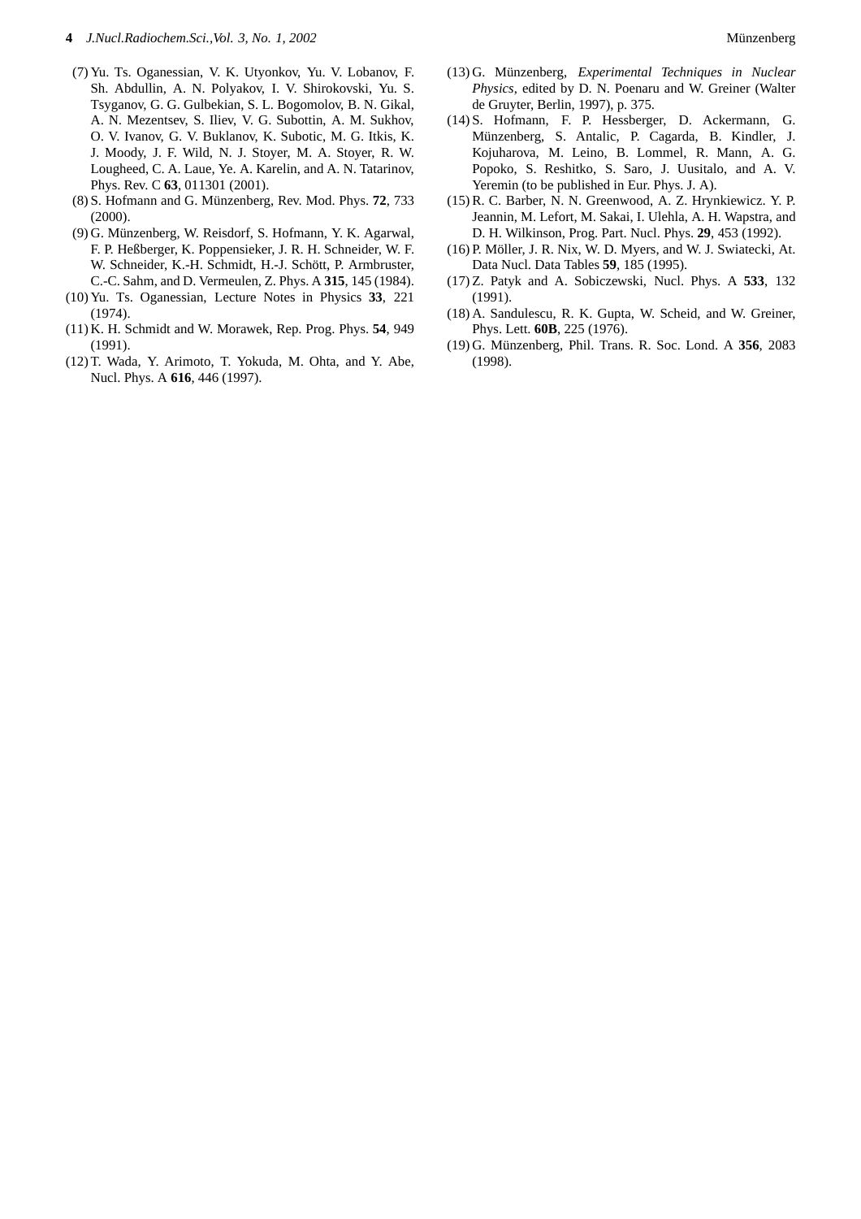(7) Yu. Ts. Oganessian, V. K. Utyonkov, Yu. V. Lobanov, F. Sh. Abdullin, A. N. Polyakov, I. V. Shirokovski, Yu. S. Tsyganov, G. G. Gulbekian, S. L. Bogomolov, B. N. Gikal, A. N. Mezentsev, S. Iliev, V. G. Subottin, A. M. Sukhov, O. V. Ivanov, G. V. Buklanov, K. Subotic, M. G. Itkis, K. J. Moody, J. F. Wild, N. J. Stoyer, M. A. Stoyer, R. W. Lougheed, C. A. Laue, Ye. A. Karelin, and A. N. Tatarinov, Phys. Rev. C **63**, 011301 (2001).

(8) S. Hofmann and G. Münzenberg, Rev. Mod. Phys. **72**, 733 (2000).

(9) G. Münzenberg, W. Reisdorf, S. Hofmann, Y. K. Agarwal, F. P. Heßberger, K. Poppensieker, J. R. H. Schneider, W. F. W. Schneider, K.-H. Schmidt, H.-J. Schött, P. Armbruster, C.-C. Sahm, and D. Vermeulen, Z. Phys. A **315**, 145 (1984).

(10) Yu. Ts. Oganessian, Lecture Notes in Physics **33**, 221 (1974).

(11) K. H. Schmidt and W. Morawek, Rep. Prog. Phys. **54**, 949 (1991).

(12) T. Wada, Y. Arimoto, T. Yokuda, M. Ohta, and Y. Abe, Nucl. Phys. A **616**, 446 (1997).

(13) G. Münzenberg, *Experimental Techniques in Nuclear Physics*, edited by D. N. Poenaru and W. Greiner (Walter de Gruyter, Berlin, 1997), p. 375.

(14) S. Hofmann, F. P. Hessberger, D. Ackermann, G. Münzenberg, S. Antalic, P. Cagarda, B. Kindler, J. Kojuharova, M. Leino, B. Lommel, R. Mann, A. G. Popoko, S. Reshitko, S. Saro, J. Uusitalo, and A. V. Yeremin (to be published in Eur. Phys. J. A).

(15) R. C. Barber, N. N. Greenwood, A. Z. Hrynkiewicz. Y. P. Jeannin, M. Lefort, M. Sakai, I. Ulehla, A. H. Wapstra, and D. H. Wilkinson, Prog. Part. Nucl. Phys. **29**, 453 (1992).

(16) P. Möller, J. R. Nix, W. D. Myers, and W. J. Swiatecki, At. Data Nucl. Data Tables **59**, 185 (1995).

(17) Z. Patyk and A. Sobiczewski, Nucl. Phys. A **533**, 132 (1991).

(18) A. Sandulescu, R. K. Gupta, W. Scheid, and W. Greiner, Phys. Lett. **60B**, 225 (1976).

(19) G. Münzenberg, Phil. Trans. R. Soc. Lond. A **356**, 2083 (1998).